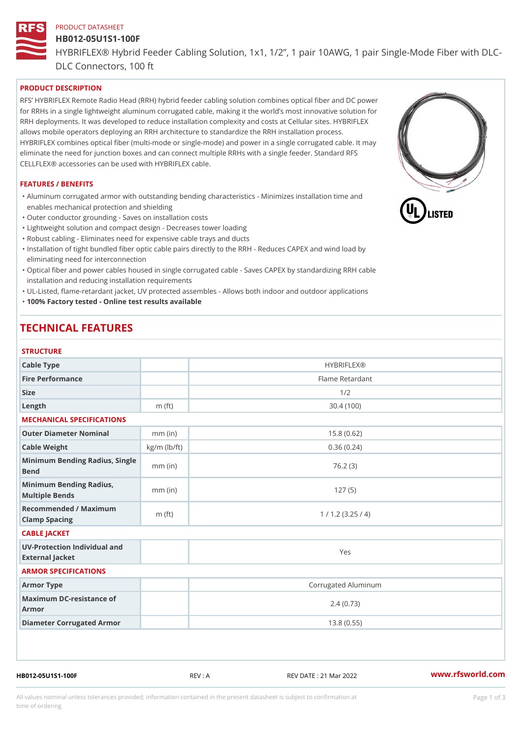PRODUCT DATASHEET

# HB012-05U1S1-100F

HYBRIFLEX® Hybrid Feeder Cabling Solution, 1x1, 1/2", 1 pair 10AWG, 1 pair Single-Mode Fiber with DLC-DLC Connectors, 100 ft

## PRODUCT DESCRIPTION

RFS' HYBRIFLEX Remote Radio Head (RRH) hybrid feeder cabling solution combines optical fiber and DC power for RRHs in a single lightweight aluminum corrugated cable, making it the world's most innovative solution for RRH deployments. It was developed to reduce installation complexity and costs at Cellular sites. HYBRIFLEX allows mobile operators deploying an RRH architecture to standardize the RRH installation process. HYBRIFLEX combines optical fiber (multi-mode or single-mode) and power in a single corrugated cable. It may eliminate the need for junction boxes and can connect multiple RRHs with a single feeder. Standard RFS CELLFLEX® accessories can be used with HYBRIFLEX cable.

## FEATURES / BENEFITS

- Aluminum corrugated armor with outstanding bending characteristics - Minimizes installation time and enables mechanical protection and shielding
- Outer conductor grounding - Saves on installation costs
- Lightweight solution and compact design - Decreases tower loading
- Robust cabling - Eliminates need for expensive cable trays and ducts
- Installation of tight bundled fiber optic cable pairs directly to the RRH - Reduces CAPEX and wind load by eliminating need for interconnection
- Optical fiber and power cables housed in single corrugated cable - Saves CAPEX by standardizing RRH cable installation and reducing installation requirements
- UL-Listed, flame-retardant jacket, UV protected assembles - Allows both indoor and outdoor applications
- **100% Factory tested - Online test results available**

# TECHNICAL FEATURES

### STRUCTURE

| | | |
|---|---|---|
| Cable Type | | HYBRIFLEX® |
| Fire Performance | | Flame Retardant |
| Size | | 1/2 |
| Length | m (ft) | 30.4 (100) |

### MECHANICAL SPECIFICATIONS

| | | |
|---|---|---|
| Outer Diameter Nominal | mm (in) | 15.8 (0.62) |
| Cable Weight | kg/m (lb/ft) | 0.36 (0.24) |
| Minimum Bending Radius, Single Bend | mm (in) | 76.2 (3) |
| Minimum Bending Radius, Multiple Bends | mm (in) | 127 (5) |
| Recommended / Maximum Clamp Spacing | m (ft) | 1 / 1.2 (3.25 / 4) |

### CABLE JACKET

| | | |
|---|---|---|
| UV-Protection Individual and External Jacket | | Yes |

### ARMOR SPECIFICATIONS

| | | |
|---|---|---|
| Armor Type | | Corrugated Aluminum |
| Maximum DC-resistance of Armor | | 2.4 (0.73) |
| Diameter Corrugated Armor | | 13.8 (0.55) |

HB012-05U1S1-100F REV : A REV DATE : 21 Mar 2022 www.rfsworld.com

All values nominal unless tolerances provided; information contained in the present datasheet is subject to confirmation at time of ordering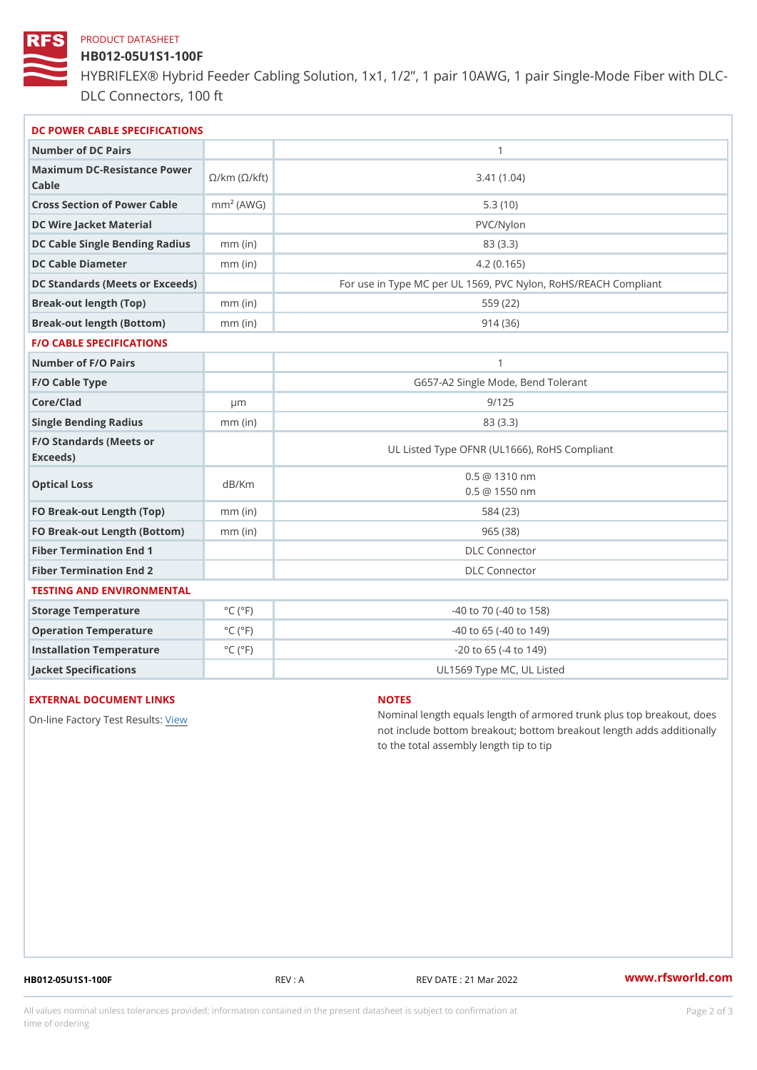PRODUCT DATASHEET

# HB012-05U1S1-100F

HYBRIFLEX® Hybrid Feeder Cabling Solution, 1x1, 1/2”, 1 pair 10AWG, 1 pair Single-Mode Fiber with DLC-DLC Connectors, 100 ft

## DC POWER CABLE SPECIFICATIONS

| | | |
|---|---|---|
| Number of DC Pairs | | 1 |
| Maximum DC-Resistance Power Cable | Ω/km (Ω/kft) | 3.41 (1.04) |
| Cross Section of Power Cable | $mm^2$ (AWG) | 5.3 (10) |
| DC Wire Jacket Material | | PVC/Nylon |
| DC Cable Single Bending Radius | mm (in) | 83 (3.3) |
| DC Cable Diameter | mm (in) | 4.2 (0.165) |
| DC Standards (Meets or Exceeds) | | For use in Type MC per UL 1569, PVC Nylon, RoHS/REACH Compliant |
| Break-out length (Top) | mm (in) | 559 (22) |
| Break-out length (Bottom) | mm (in) | 914 (36) |

## F/O CABLE SPECIFICATIONS

| | | |
|---|---|---|
| Number of F/O Pairs | | 1 |
| F/O Cable Type | | G657-A2 Single Mode, Bend Tolerant |
| Core/Clad | μm | 9/125 |
| Single Bending Radius | mm (in) | 83 (3.3) |
| F/O Standards (Meets or Exceeds) | | UL Listed Type OFNR (UL1666), RoHS Compliant |
| Optical Loss | dB/Km | 0.5 @ 1310 nm<br>0.5 @ 1550 nm |
| FO Break-out Length (Top) | mm (in) | 584 (23) |
| FO Break-out Length (Bottom) | mm (in) | 965 (38) |
| Fiber Termination End 1 | | DLC Connector |
| Fiber Termination End 2 | | DLC Connector |

## TESTING AND ENVIRONMENTAL

| | | |
|---|---|---|
| Storage Temperature | °C (°F) | -40 to 70 (-40 to 158) |
| Operation Temperature | °C (°F) | -40 to 65 (-40 to 149) |
| Installation Temperature | °C (°F) | -20 to 65 (-4 to 149) |
| Jacket Specifications | | UL1569 Type MC, UL Listed |

## EXTERNAL DOCUMENT LINKS

On-line Factory Test Results: View

## NOTES

Nominal length equals length of armored trunk plus top breakout, does not include bottom breakout; bottom breakout length adds additionally to the total assembly length tip to tip

HB012-05U1S1-100F REV : A REV DATE : 21 Mar 2022 www.rfsworld.com

All values nominal unless tolerances provided; information contained in the present datasheet is subject to confirmation at time of ordering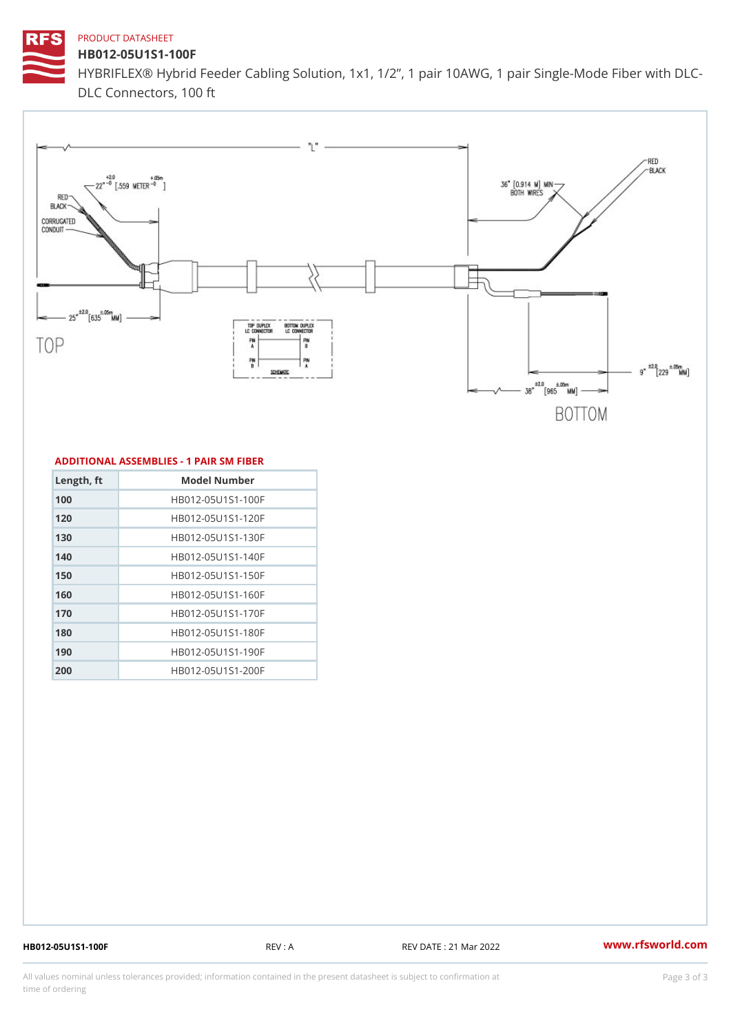PRODUCT DATASHEET

# HB012-05U1S1-100F

HYBRIFLEX® Hybrid Feeder Cabling Solution, 1x1, 1/2”, 1 pair 10AWG, 1 pair Single-Mode Fiber with DLC-DLC Connectors, 100 ft

"L"

22" +2.0 −0 [.559 METER +.05m −0 ]

RED
BLACK

CORRUGATED
CONDUIT

36" [0.914 M] MIN
BOTH WIRES

RED
BLACK

25" ±2.0 [635 ±.05m MM]

TOP

TOP DUPLEX LC CONNECTOR
BOTTOM DUPLEX LC CONNECTOR
PIN A
PIN B
PIN B
PIN A
SCHEMATIC

9" ±2.0 [229 ±.05m MM]

38" ±2.0 [965 ±.05m MM]

BOTTOM

## ADDITIONAL ASSEMBLIES - 1 PAIR SM FIBER

| Length, ft | Model Number |
|---|---|
| 100 | HB012-05U1S1-100F |
| 120 | HB012-05U1S1-120F |
| 130 | HB012-05U1S1-130F |
| 140 | HB012-05U1S1-140F |
| 150 | HB012-05U1S1-150F |
| 160 | HB012-05U1S1-160F |
| 170 | HB012-05U1S1-170F |
| 180 | HB012-05U1S1-180F |
| 190 | HB012-05U1S1-190F |
| 200 | HB012-05U1S1-200F |

HB012-05U1S1-100F REV : A REV DATE : 21 Mar 2022 www.rfsworld.com

All values nominal unless tolerances provided; information contained in the present datasheet is subject to confirmation at time of ordering